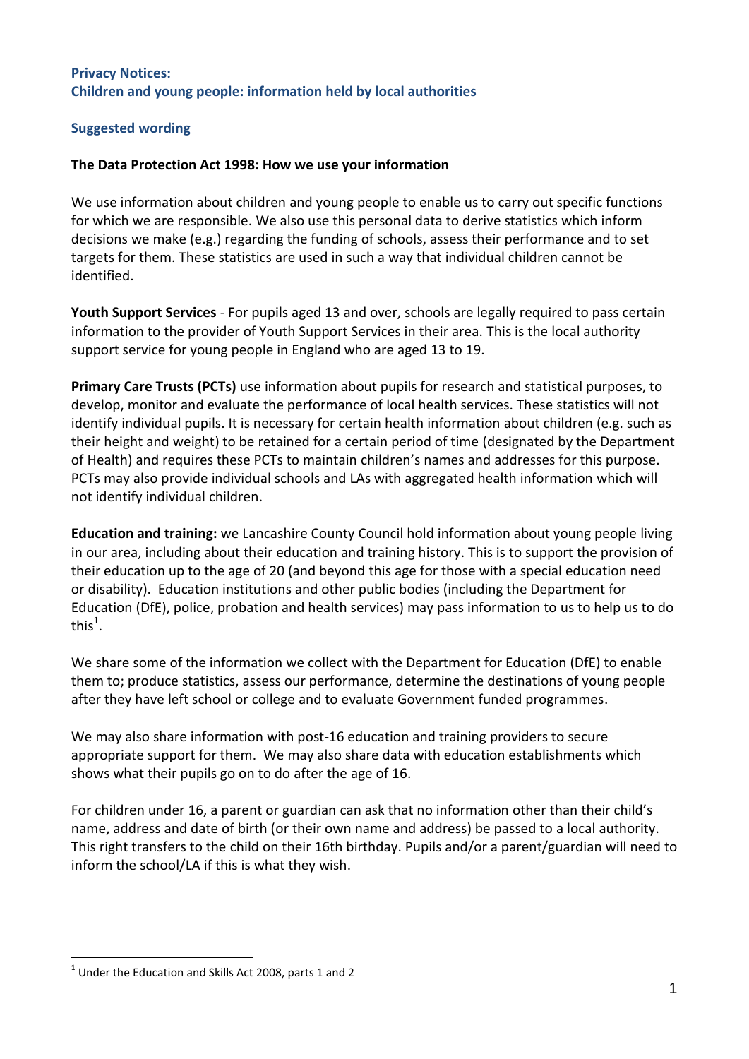## Privacy Notices:
## Children and young people: information held by local authorities

### Suggested wording

**The Data Protection Act 1998: How we use your information**

We use information about children and young people to enable us to carry out specific functions for which we are responsible. We also use this personal data to derive statistics which inform decisions we make (e.g.) regarding the funding of schools, assess their performance and to set targets for them. These statistics are used in such a way that individual children cannot be identified.

**Youth Support Services** - For pupils aged 13 and over, schools are legally required to pass certain information to the provider of Youth Support Services in their area. This is the local authority support service for young people in England who are aged 13 to 19.

**Primary Care Trusts (PCTs)** use information about pupils for research and statistical purposes, to develop, monitor and evaluate the performance of local health services. These statistics will not identify individual pupils. It is necessary for certain health information about children (e.g. such as their height and weight) to be retained for a certain period of time (designated by the Department of Health) and requires these PCTs to maintain children's names and addresses for this purpose. PCTs may also provide individual schools and LAs with aggregated health information which will not identify individual children.

**Education and training:** we Lancashire County Council hold information about young people living in our area, including about their education and training history. This is to support the provision of their education up to the age of 20 (and beyond this age for those with a special education need or disability). Education institutions and other public bodies (including the Department for Education (DfE), police, probation and health services) may pass information to us to help us to do this[1].

We share some of the information we collect with the Department for Education (DfE) to enable them to; produce statistics, assess our performance, determine the destinations of young people after they have left school or college and to evaluate Government funded programmes.

We may also share information with post-16 education and training providers to secure appropriate support for them. We may also share data with education establishments which shows what their pupils go on to do after the age of 16.

For children under 16, a parent or guardian can ask that no information other than their child's name, address and date of birth (or their own name and address) be passed to a local authority. This right transfers to the child on their 16th birthday. Pupils and/or a parent/guardian will need to inform the school/LA if this is what they wish.

---

[1] Under the Education and Skills Act 2008, parts 1 and 2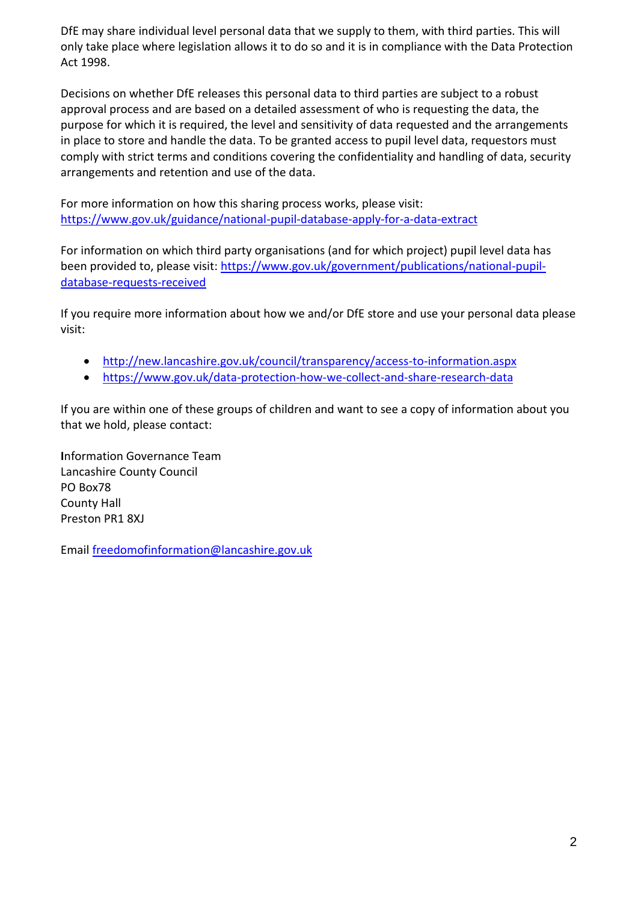DfE may share individual level personal data that we supply to them, with third parties. This will only take place where legislation allows it to do so and it is in compliance with the Data Protection Act 1998.

Decisions on whether DfE releases this personal data to third parties are subject to a robust approval process and are based on a detailed assessment of who is requesting the data, the purpose for which it is required, the level and sensitivity of data requested and the arrangements in place to store and handle the data. To be granted access to pupil level data, requestors must comply with strict terms and conditions covering the confidentiality and handling of data, security arrangements and retention and use of the data.

For more information on how this sharing process works, please visit:
https://www.gov.uk/guidance/national-pupil-database-apply-for-a-data-extract

For information on which third party organisations (and for which project) pupil level data has been provided to, please visit: https://www.gov.uk/government/publications/national-pupil-database-requests-received

If you require more information about how we and/or DfE store and use your personal data please visit:

- http://new.lancashire.gov.uk/council/transparency/access-to-information.aspx
- https://www.gov.uk/data-protection-how-we-collect-and-share-research-data

If you are within one of these groups of children and want to see a copy of information about you that we hold, please contact:

Information Governance Team
Lancashire County Council
PO Box78
County Hall
Preston PR1 8XJ

Email freedomofinformation@lancashire.gov.uk